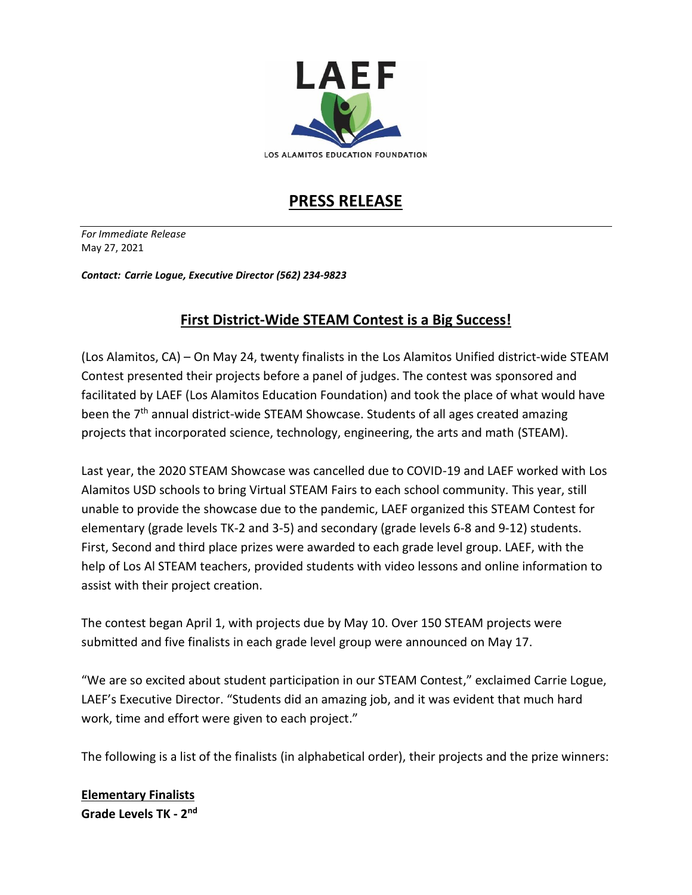LAEF

LOS ALAMITOS EDUCATION FOUNDATION

# PRESS RELEASE

*For Immediate Release*
May 27, 2021

***Contact: Carrie Logue, Executive Director (562) 234-9823***

## First District-Wide STEAM Contest is a Big Success!

(Los Alamitos, CA) – On May 24, twenty finalists in the Los Alamitos Unified district-wide STEAM Contest presented their projects before a panel of judges. The contest was sponsored and facilitated by LAEF (Los Alamitos Education Foundation) and took the place of what would have been the 7th annual district-wide STEAM Showcase. Students of all ages created amazing projects that incorporated science, technology, engineering, the arts and math (STEAM).

Last year, the 2020 STEAM Showcase was cancelled due to COVID-19 and LAEF worked with Los Alamitos USD schools to bring Virtual STEAM Fairs to each school community. This year, still unable to provide the showcase due to the pandemic, LAEF organized this STEAM Contest for elementary (grade levels TK-2 and 3-5) and secondary (grade levels 6-8 and 9-12) students. First, Second and third place prizes were awarded to each grade level group. LAEF, with the help of Los Al STEAM teachers, provided students with video lessons and online information to assist with their project creation.

The contest began April 1, with projects due by May 10. Over 150 STEAM projects were submitted and five finalists in each grade level group were announced on May 17.

"We are so excited about student participation in our STEAM Contest," exclaimed Carrie Logue, LAEF's Executive Director. "Students did an amazing job, and it was evident that much hard work, time and effort were given to each project."

The following is a list of the finalists (in alphabetical order), their projects and the prize winners:

**Elementary Finalists**
**Grade Levels TK - 2nd**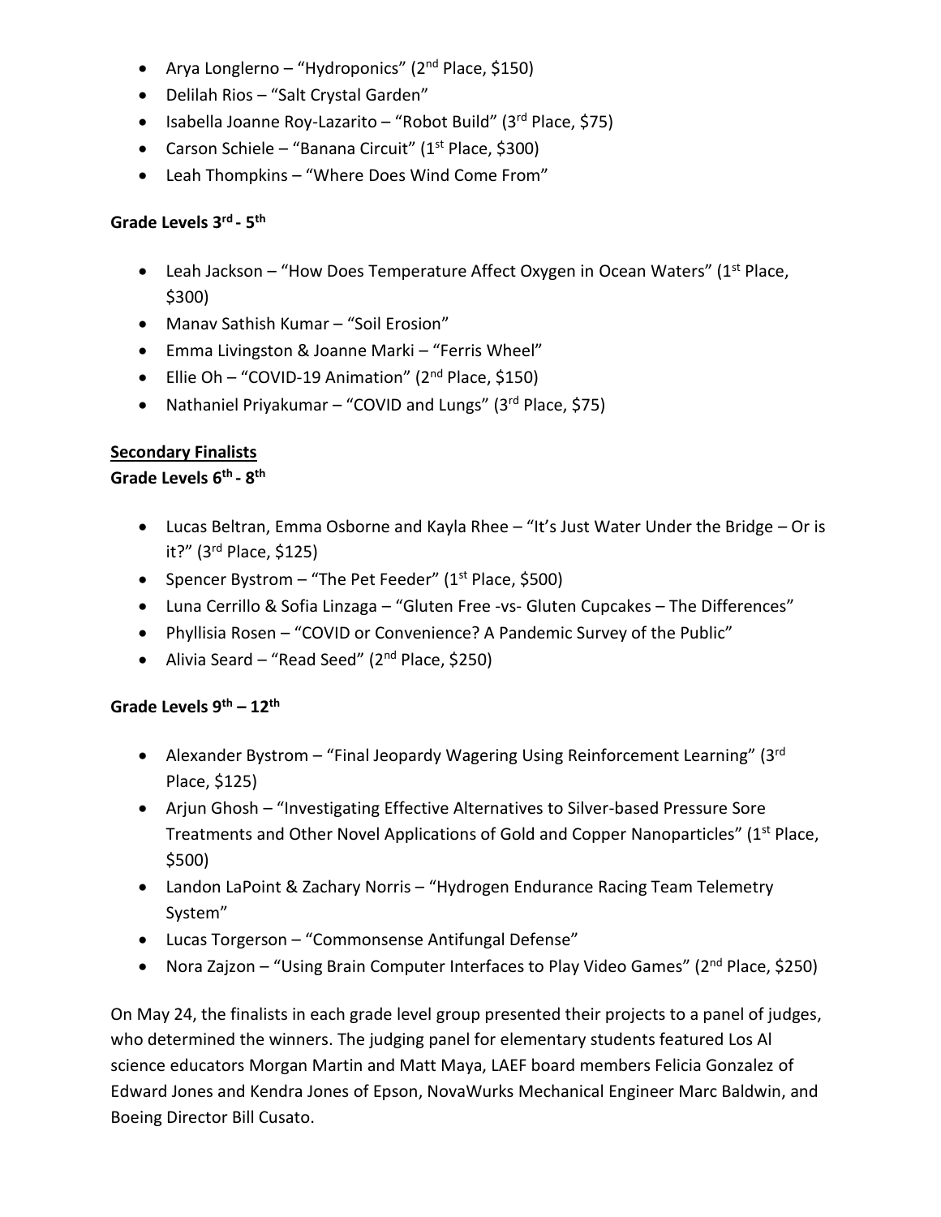- Arya Longlerno – "Hydroponics" (2nd Place, $150)
- Delilah Rios – "Salt Crystal Garden"
- Isabella Joanne Roy-Lazarito – "Robot Build" (3rd Place, $75)
- Carson Schiele – "Banana Circuit" (1st Place, $300)
- Leah Thompkins – "Where Does Wind Come From"

**Grade Levels 3rd - 5th**

- Leah Jackson – "How Does Temperature Affect Oxygen in Ocean Waters" (1st Place, $300)
- Manav Sathish Kumar – "Soil Erosion"
- Emma Livingston & Joanne Marki – "Ferris Wheel"
- Ellie Oh – "COVID-19 Animation" (2nd Place, $150)
- Nathaniel Priyakumar – "COVID and Lungs" (3rd Place, $75)

**Secondary Finalists**

**Grade Levels 6th - 8th**

- Lucas Beltran, Emma Osborne and Kayla Rhee – "It's Just Water Under the Bridge – Or is it?" (3rd Place, $125)
- Spencer Bystrom – "The Pet Feeder" (1st Place, $500)
- Luna Cerrillo & Sofia Linzaga – "Gluten Free -vs- Gluten Cupcakes – The Differences"
- Phyllisia Rosen – "COVID or Convenience? A Pandemic Survey of the Public"
- Alivia Seard – "Read Seed" (2nd Place, $250)

**Grade Levels 9th – 12th**

- Alexander Bystrom – "Final Jeopardy Wagering Using Reinforcement Learning" (3rd Place, $125)
- Arjun Ghosh – "Investigating Effective Alternatives to Silver-based Pressure Sore Treatments and Other Novel Applications of Gold and Copper Nanoparticles" (1st Place, $500)
- Landon LaPoint & Zachary Norris – "Hydrogen Endurance Racing Team Telemetry System"
- Lucas Torgerson – "Commonsense Antifungal Defense"
- Nora Zajzon – "Using Brain Computer Interfaces to Play Video Games" (2nd Place, $250)

On May 24, the finalists in each grade level group presented their projects to a panel of judges, who determined the winners. The judging panel for elementary students featured Los Al science educators Morgan Martin and Matt Maya, LAEF board members Felicia Gonzalez of Edward Jones and Kendra Jones of Epson, NovaWurks Mechanical Engineer Marc Baldwin, and Boeing Director Bill Cusato.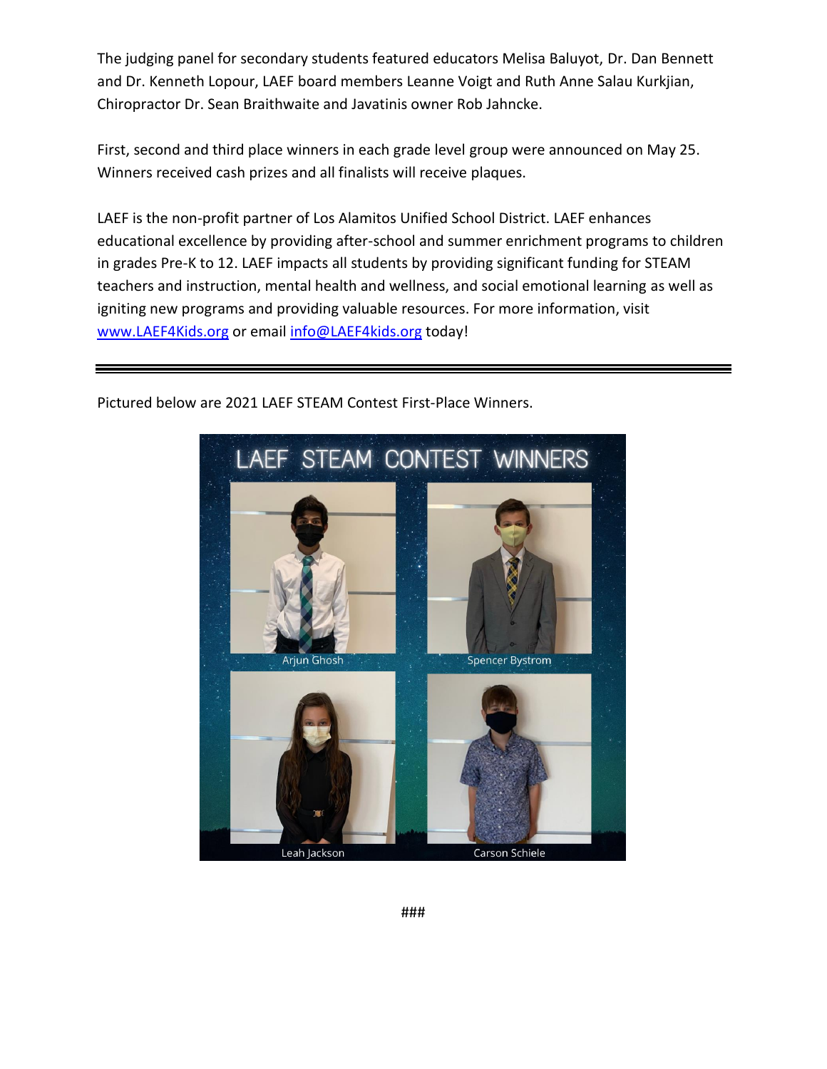The judging panel for secondary students featured educators Melisa Baluyot, Dr. Dan Bennett and Dr. Kenneth Lopour, LAEF board members Leanne Voigt and Ruth Anne Salau Kurkjian, Chiropractor Dr. Sean Braithwaite and Javatinis owner Rob Jahncke.

First, second and third place winners in each grade level group were announced on May 25. Winners received cash prizes and all finalists will receive plaques.

LAEF is the non-profit partner of Los Alamitos Unified School District. LAEF enhances educational excellence by providing after-school and summer enrichment programs to children in grades Pre-K to 12. LAEF impacts all students by providing significant funding for STEAM teachers and instruction, mental health and wellness, and social emotional learning as well as igniting new programs and providing valuable resources. For more information, visit [www.LAEF4Kids.org](http://www.LAEF4Kids.org) or email [info@LAEF4kids.org](mailto:info@LAEF4kids.org) today!

---

Pictured below are 2021 LAEF STEAM Contest First-Place Winners.

LAEF STEAM CONTEST WINNERS

Arjun Ghosh

Spencer Bystrom

Leah Jackson

Carson Schiele

###